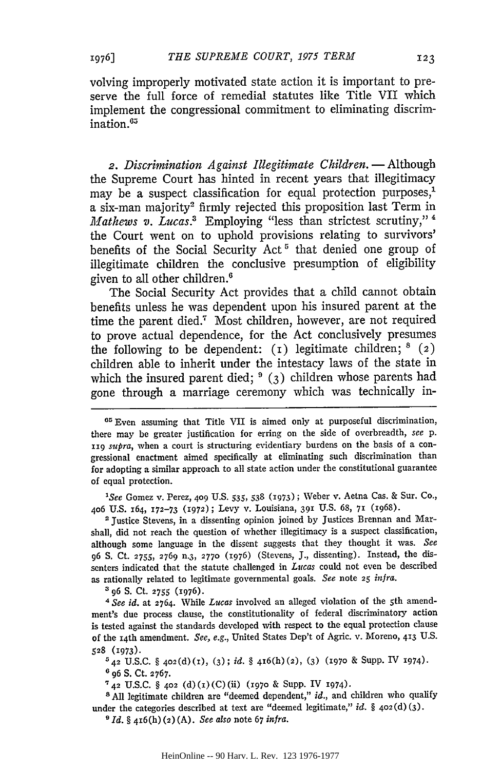volving improperly motivated state action it is important to preserve the full force of remedial statutes like Title VII which implement the congressional commitment to eliminating discrimination.[65]

*2. Discrimination Against Illegitimate Children.* — Although the Supreme Court has hinted in recent years that illegitimacy may be a suspect classification for equal protection purposes,[1] a six-man majority[2] firmly rejected this proposition last Term in *Mathews v. Lucas*.[3] Employing "less than strictest scrutiny," [4] the Court went on to uphold provisions relating to survivors' benefits of the Social Security Act [5] that denied one group of illegitimate children the conclusive presumption of eligibility given to all other children.[6]

The Social Security Act provides that a child cannot obtain benefits unless he was dependent upon his insured parent at the time the parent died.[7] Most children, however, are not required to prove actual dependence, for the Act conclusively presumes the following to be dependent: (1) legitimate children; [8] (2) children able to inherit under the intestacy laws of the state in which the insured parent died; [9] (3) children whose parents had gone through a marriage ceremony which was technically in-

---

[65] Even assuming that Title VII is aimed only at purposeful discrimination, there may be greater justification for erring on the side of overbreadth, *see* p. 119 *supra*, when a court is structuring evidentiary burdens on the basis of a congressional enactment aimed specifically at eliminating such discrimination than for adopting a similar approach to all state action under the constitutional guarantee of equal protection.

[1] *See* Gomez v. Perez, 409 U.S. 535, 538 (1973); Weber v. Aetna Cas. & Sur. Co., 406 U.S. 164, 172–73 (1972); Levy v. Louisiana, 391 U.S. 68, 71 (1968).

[2] Justice Stevens, in a dissenting opinion joined by Justices Brennan and Marshall, did not reach the question of whether illegitimacy is a suspect classification, although some language in the dissent suggests that they thought it was. *See* 96 S. Ct. 2755, 2769 n.3, 2770 (1976) (Stevens, J., dissenting). Instead, the dissenters indicated that the statute challenged in *Lucas* could not even be described as rationally related to legitimate governmental goals. *See* note 25 *infra*.

[3] 96 S. Ct. 2755 (1976).

[4] *See id.* at 2764. While *Lucas* involved an alleged violation of the 5th amendment's due process clause, the constitutionality of federal discriminatory action is tested against the standards developed with respect to the equal protection clause of the 14th amendment. *See, e.g.*, United States Dep't of Agric. v. Moreno, 413 U.S. 528 (1973).

[5] 42 U.S.C. § 402(d)(1), (3); *id.* § 416(h)(2), (3) (1970 & Supp. IV 1974).

[6] 96 S. Ct. 2767.

[7] 42 U.S.C. § 402 (d)(1)(C)(ii) (1970 & Supp. IV 1974).

[8] All legitimate children are "deemed dependent," *id.*, and children who qualify under the categories described at text are "deemed legitimate," *id.* § 402(d)(3).

[9] *Id.* § 416(h)(2)(A). *See also* note 67 *infra*.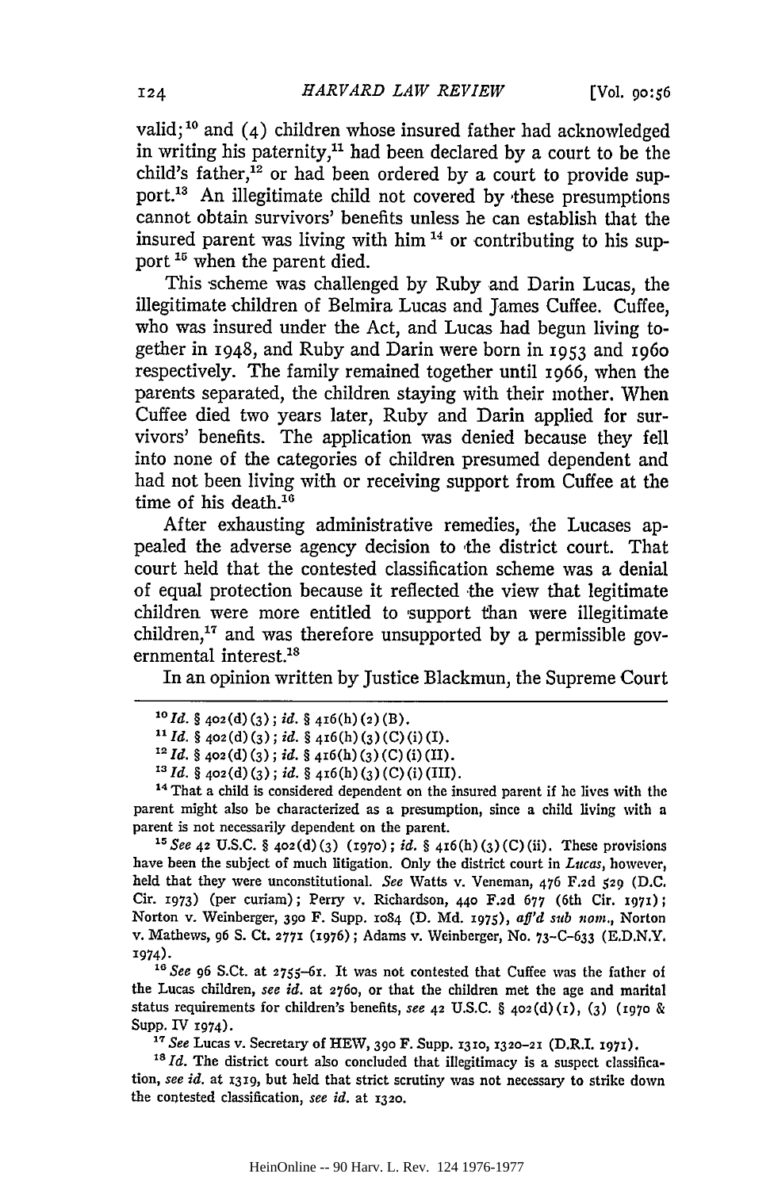valid;[10] and (4) children whose insured father had acknowledged in writing his paternity,[11] had been declared by a court to be the child's father,[12] or had been ordered by a court to provide support.[13] An illegitimate child not covered by these presumptions cannot obtain survivors' benefits unless he can establish that the insured parent was living with him[14] or contributing to his support[15] when the parent died.

This scheme was challenged by Ruby and Darin Lucas, the illegitimate children of Belmira Lucas and James Cuffee. Cuffee, who was insured under the Act, and Lucas had begun living together in 1948, and Ruby and Darin were born in 1953 and 1960 respectively. The family remained together until 1966, when the parents separated, the children staying with their mother. When Cuffee died two years later, Ruby and Darin applied for survivors' benefits. The application was denied because they fell into none of the categories of children presumed dependent and had not been living with or receiving support from Cuffee at the time of his death.[16]

After exhausting administrative remedies, the Lucases appealed the adverse agency decision to the district court. That court held that the contested classification scheme was a denial of equal protection because it reflected the view that legitimate children were more entitled to support than were illegitimate children,[17] and was therefore unsupported by a permissible governmental interest.[18]

In an opinion written by Justice Blackmun, the Supreme Court

---

[10] *Id.* § 402(d)(3); *id.* § 416(h)(2)(B).

[11] *Id.* § 402(d)(3); *id.* § 416(h)(3)(C)(i)(I).

[12] *Id.* § 402(d)(3); *id.* § 416(h)(3)(C)(i)(II).

[13] *Id.* § 402(d)(3); *id.* § 416(h)(3)(C)(i)(III).

[14] That a child is considered dependent on the insured parent if he lives with the parent might also be characterized as a presumption, since a child living with a parent is not necessarily dependent on the parent.

[15] *See* 42 U.S.C. § 402(d)(3) (1970); *id.* § 416(h)(3)(C)(ii). These provisions have been the subject of much litigation. Only the district court in *Lucas*, however, held that they were unconstitutional. *See* Watts v. Veneman, 476 F.2d 529 (D.C. Cir. 1973) (per curiam); Perry v. Richardson, 440 F.2d 677 (6th Cir. 1971); Norton v. Weinberger, 390 F. Supp. 1084 (D. Md. 1975), *aff'd sub nom.*, Norton v. Mathews, 96 S. Ct. 2771 (1976); Adams v. Weinberger, No. 73-C-633 (E.D.N.Y. 1974).

[16] *See* 96 S.Ct. at 2755-61. It was not contested that Cuffee was the father of the Lucas children, *see id.* at 2760, or that the children met the age and marital status requirements for children's benefits, *see* 42 U.S.C. § 402(d)(1), (3) (1970 & Supp. IV 1974).

[17] *See* Lucas v. Secretary of HEW, 390 F. Supp. 1310, 1320-21 (D.R.I. 1971).

[18] *Id.* The district court also concluded that illegitimacy is a suspect classification, *see id.* at 1319, but held that strict scrutiny was not necessary to strike down the contested classification, *see id.* at 1320.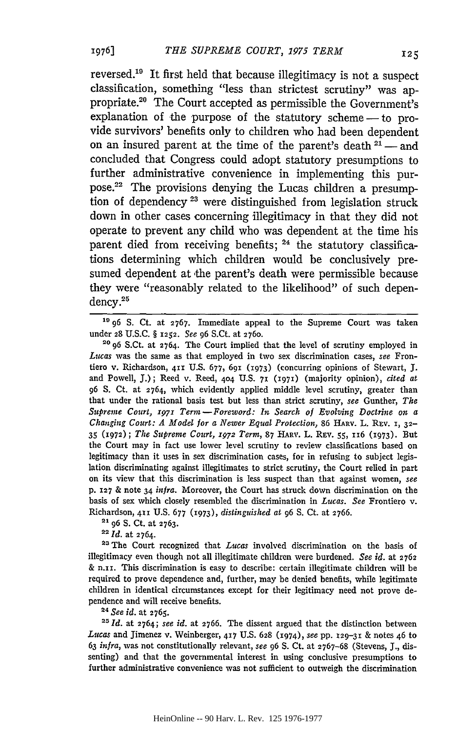reversed.[19] It first held that because illegitimacy is not a suspect classification, something "less than strictest scrutiny" was appropriate.[20] The Court accepted as permissible the Government's explanation of the purpose of the statutory scheme — to provide survivors' benefits only to children who had been dependent on an insured parent at the time of the parent's death [21] — and concluded that Congress could adopt statutory presumptions to further administrative convenience in implementing this purpose.[22] The provisions denying the Lucas children a presumption of dependency [23] were distinguished from legislation struck down in other cases concerning illegitimacy in that they did not operate to prevent any child who was dependent at the time his parent died from receiving benefits; [24] the statutory classifications determining which children would be conclusively presumed dependent at the parent's death were permissible because they were "reasonably related to the likelihood" of such dependency.[25]

---

[19] 96 S. Ct. at 2767. Immediate appeal to the Supreme Court was taken under 28 U.S.C. § 1252. *See* 96 S.Ct. at 2760.

[20] 96 S.Ct. at 2764. The Court implied that the level of scrutiny employed in *Lucas* was the same as that employed in two sex discrimination cases, *see* Frontiero v. Richardson, 411 U.S. 677, 691 (1973) (concurring opinions of Stewart, J. and Powell, J.); Reed v. Reed, 404 U.S. 71 (1971) (majority opinion), *cited at* 96 S. Ct. at 2764, which evidently applied middle level scrutiny, greater than that under the rational basis test but less than strict scrutiny, *see* Gunther, *The Supreme Court, 1971 Term — Foreword: In Search of Evolving Doctrine on a Changing Court: A Model for a Newer Equal Protection,* 86 HARV. L. REV. 1, 32–35 (1972); *The Supreme Court, 1972 Term,* 87 HARV. L. REV. 55, 116 (1973). But the Court may in fact use lower level scrutiny to review classifications based on legitimacy than it uses in sex discrimination cases, for in refusing to subject legislation discriminating against illegitimates to strict scrutiny, the Court relied in part on its view that this discrimination is less suspect than that against women, *see* p. 127 & note 34 *infra.* Moreover, the Court has struck down discrimination on the basis of sex which closely resembled the discrimination in *Lucas. See* Frontiero v. Richardson, 411 U.S. 677 (1973), *distinguished at* 96 S. Ct. at 2766.

[21] 96 S. Ct. at 2763.

[22] *Id.* at 2764.

[23] The Court recognized that *Lucas* involved discrimination on the basis of illegitimacy even though not all illegitimate children were burdened. *See id.* at 2762 & n.11. This discrimination is easy to describe: certain illegitimate children will be required to prove dependence and, further, may be denied benefits, while legitimate children in identical circumstances except for their legitimacy need not prove dependence and will receive benefits.

[24] *See id.* at 2765.

[25] *Id.* at 2764; *see id.* at 2766. The dissent argued that the distinction between *Lucas* and Jimenez v. Weinberger, 417 U.S. 628 (1974), *see* pp. 129–31 & notes 46 to 63 *infra,* was not constitutionally relevant, *see* 96 S. Ct. at 2767–68 (Stevens, J., dissenting) and that the governmental interest in using conclusive presumptions to further administrative convenience was not sufficient to outweigh the discrimination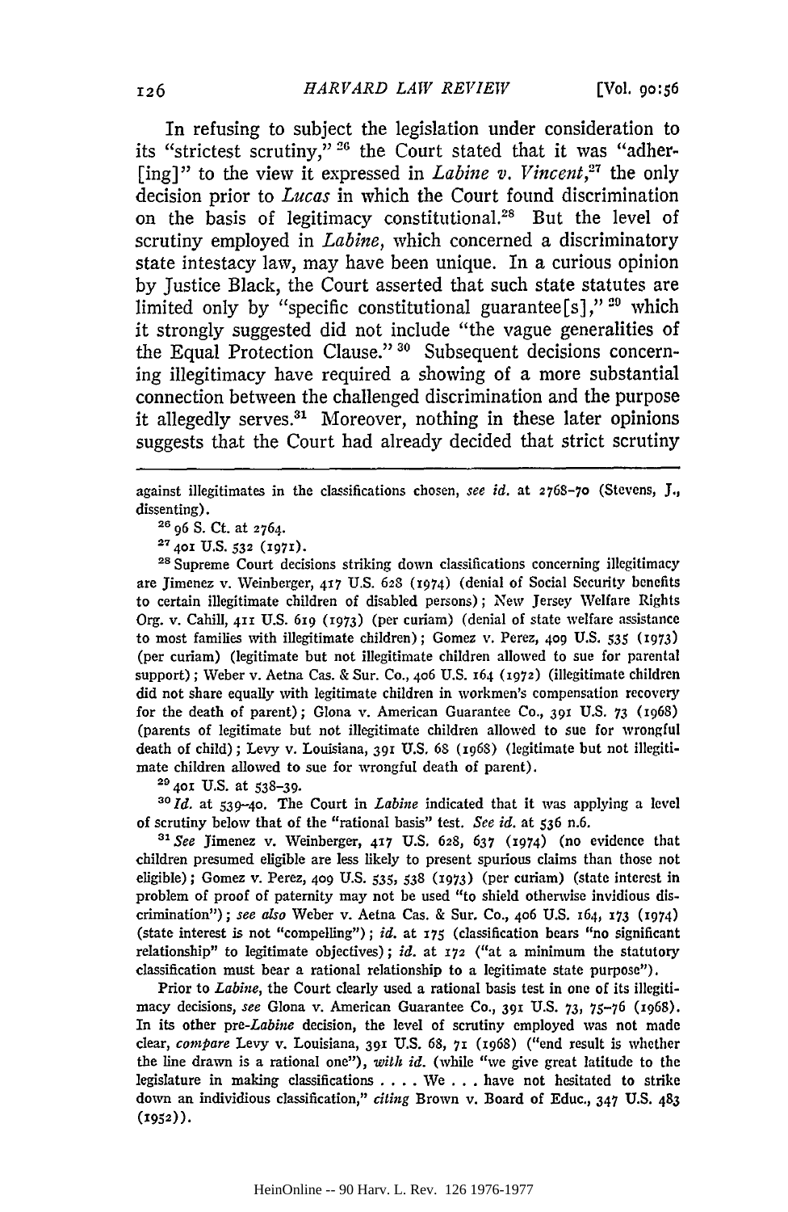In refusing to subject the legislation under consideration to its "strictest scrutiny,"[26] the Court stated that it was "adher-[ing]" to the view it expressed in *Labine v. Vincent*,[27] the only decision prior to *Lucas* in which the Court found discrimination on the basis of legitimacy constitutional.[28] But the level of scrutiny employed in *Labine*, which concerned a discriminatory state intestacy law, may have been unique. In a curious opinion by Justice Black, the Court asserted that such state statutes are limited only by "specific constitutional guarantee[s],"[29] which it strongly suggested did not include "the vague generalities of the Equal Protection Clause."[30] Subsequent decisions concerning illegitimacy have required a showing of a more substantial connection between the challenged discrimination and the purpose it allegedly serves.[31] Moreover, nothing in these later opinions suggests that the Court had already decided that strict scrutiny

---

against illegitimates in the classifications chosen, *see id.* at 2768–70 (Stevens, J., dissenting).

[26] 96 S. Ct. at 2764.

[27] 401 U.S. 532 (1971).

[28] Supreme Court decisions striking down classifications concerning illegitimacy are Jimenez v. Weinberger, 417 U.S. 628 (1974) (denial of Social Security benefits to certain illegitimate children of disabled persons); New Jersey Welfare Rights Org. v. Cahill, 411 U.S. 619 (1973) (per curiam) (denial of state welfare assistance to most families with illegitimate children); Gomez v. Perez, 409 U.S. 535 (1973) (per curiam) (legitimate but not illegitimate children allowed to sue for parental support); Weber v. Aetna Cas. & Sur. Co., 406 U.S. 164 (1972) (illegitimate children did not share equally with legitimate children in workmen's compensation recovery for the death of parent); Glona v. American Guarantee Co., 391 U.S. 73 (1968) (parents of legitimate but not illegitimate children allowed to sue for wrongful death of child); Levy v. Louisiana, 391 U.S. 68 (1968) (legitimate but not illegitimate children allowed to sue for wrongful death of parent).

[29] 401 U.S. at 538–39.

[30] *Id.* at 539–40. The Court in *Labine* indicated that it was applying a level of scrutiny below that of the "rational basis" test. *See id.* at 536 n.6.

[31] *See* Jimenez v. Weinberger, 417 U.S. 628, 637 (1974) (no evidence that children presumed eligible are less likely to present spurious claims than those not eligible); Gomez v. Perez, 409 U.S. 535, 538 (1973) (per curiam) (state interest in problem of proof of paternity may not be used "to shield otherwise invidious discrimination"); *see also* Weber v. Aetna Cas. & Sur. Co., 406 U.S. 164, 173 (1974) (state interest is not "compelling"); *id.* at 175 (classification bears "no significant relationship" to legitimate objectives); *id.* at 172 ("at a minimum the statutory classification must bear a rational relationship to a legitimate state purpose").

Prior to *Labine*, the Court clearly used a rational basis test in one of its illegitimacy decisions, *see* Glona v. American Guarantee Co., 391 U.S. 73, 75–76 (1968). In its other pre-*Labine* decision, the level of scrutiny employed was not made clear, *compare* Levy v. Louisiana, 391 U.S. 68, 71 (1968) ("end result is whether the line drawn is a rational one"), *with id.* (while "we give great latitude to the legislature in making classifications . . . . We . . . have not hesitated to strike down an individious classification," *citing* Brown v. Board of Educ., 347 U.S. 483 (1952)).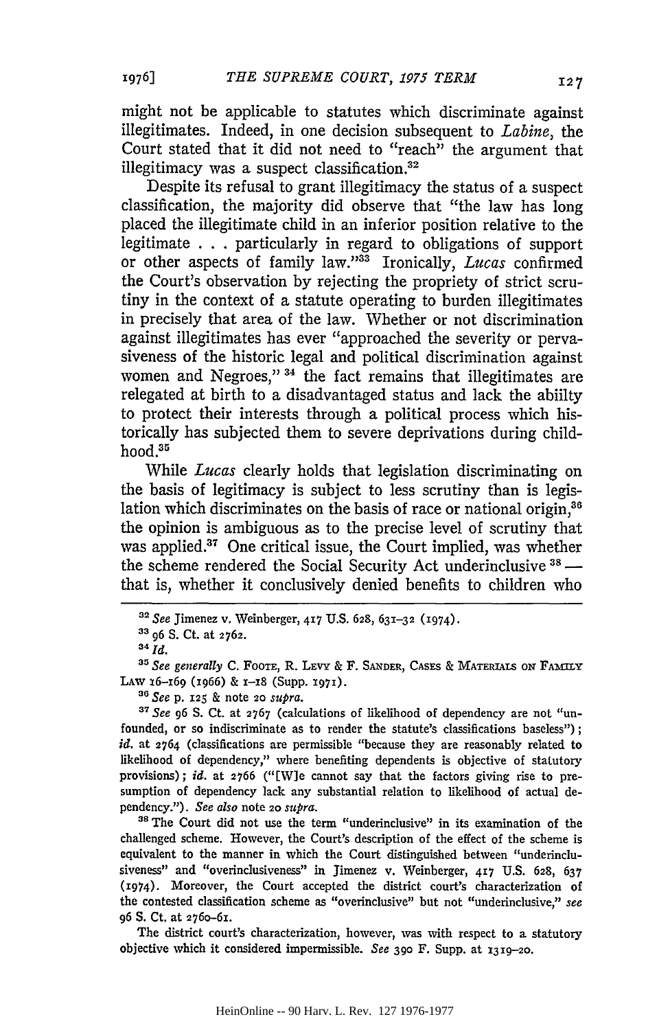might not be applicable to statutes which discriminate against illegitimates. Indeed, in one decision subsequent to *Labine*, the Court stated that it did not need to "reach" the argument that illegitimacy was a suspect classification.[32]

Despite its refusal to grant illegitimacy the status of a suspect classification, the majority did observe that "the law has long placed the illegitimate child in an inferior position relative to the legitimate . . . particularly in regard to obligations of support or other aspects of family law."[33] Ironically, *Lucas* confirmed the Court's observation by rejecting the propriety of strict scrutiny in the context of a statute operating to burden illegitimates in precisely that area of the law. Whether or not discrimination against illegitimates has ever "approached the severity or pervasiveness of the historic legal and political discrimination against women and Negroes," [34] the fact remains that illegitimates are relegated at birth to a disadvantaged status and lack the abiilty to protect their interests through a political process which historically has subjected them to severe deprivations during childhood.[35]

While *Lucas* clearly holds that legislation discriminating on the basis of legitimacy is subject to less scrutiny than is legislation which discriminates on the basis of race or national origin,[36] the opinion is ambiguous as to the precise level of scrutiny that was applied.[37] One critical issue, the Court implied, was whether the scheme rendered the Social Security Act underinclusive [38] — that is, whether it conclusively denied benefits to children who

---

[32] *See* Jimenez v. Weinberger, 417 U.S. 628, 631–32 (1974).

[33] 96 S. Ct. at 2762.

[34] *Id.*

[35] *See generally* C. FOOTE, R. LEVY & F. SANDER, CASES & MATERIALS ON FAMILY LAW 16–169 (1966) & 1–18 (Supp. 1971).

[36] *See* p. 125 & note 20 *supra*.

[37] *See* 96 S. Ct. at 2767 (calculations of likelihood of dependency are not "unfounded, or so indiscriminate as to render the statute's classifications baseless"); *id.* at 2764 (classifications are permissible "because they are reasonably related to likelihood of dependency," where benefiting dependents is objective of statutory provisions); *id.* at 2766 ("[W]e cannot say that the factors giving rise to presumption of dependency lack any substantial relation to likelihood of actual dependency."). *See also* note 20 *supra*.

[38] The Court did not use the term "underinclusive" in its examination of the challenged scheme. However, the Court's description of the effect of the scheme is equivalent to the manner in which the Court distinguished between "underinclusiveness" and "overinclusiveness" in Jimenez v. Weinberger, 417 U.S. 628, 637 (1974). Moreover, the Court accepted the district court's characterization of the contested classification scheme as "overinclusive" but not "underinclusive," *see* 96 S. Ct. at 2760–61.

The district court's characterization, however, was with respect to a statutory objective which it considered impermissible. *See* 390 F. Supp. at 1319–20.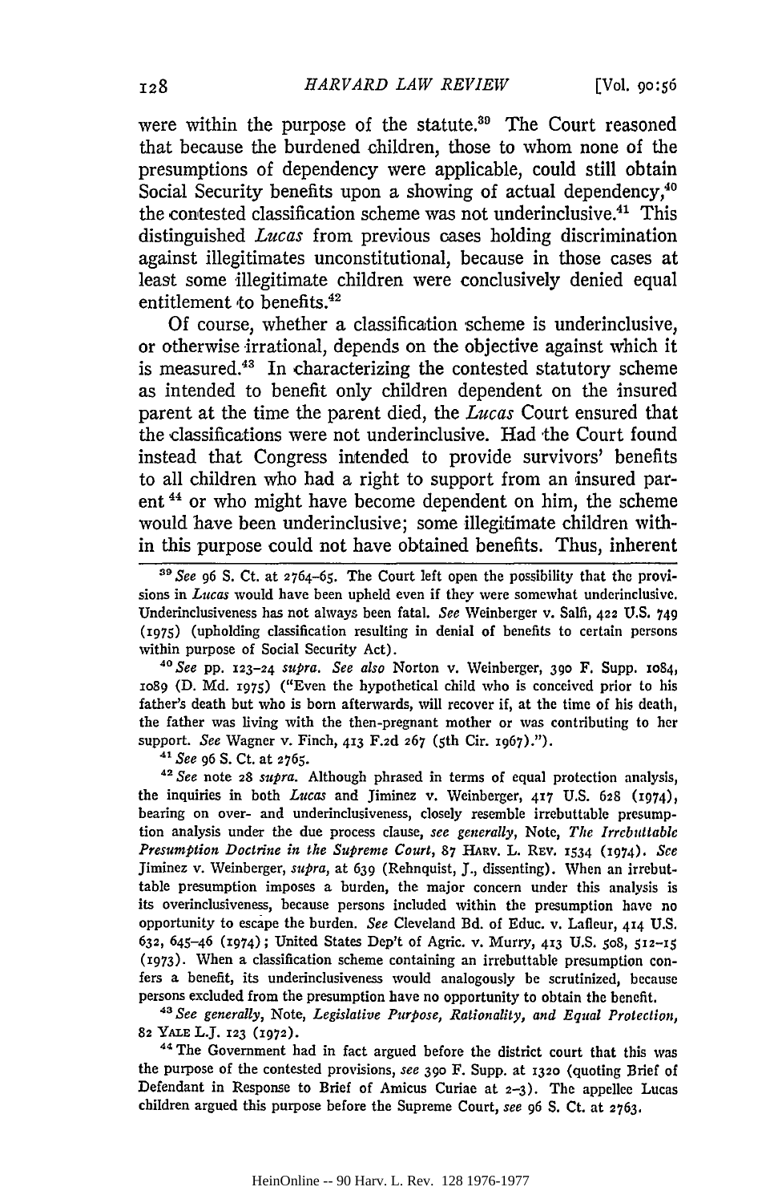were within the purpose of the statute.[39] The Court reasoned that because the burdened children, those to whom none of the presumptions of dependency were applicable, could still obtain Social Security benefits upon a showing of actual dependency,[40] the contested classification scheme was not underinclusive.[41] This distinguished *Lucas* from previous cases holding discrimination against illegitimates unconstitutional, because in those cases at least some illegitimate children were conclusively denied equal entitlement to benefits.[42]

Of course, whether a classification scheme is underinclusive, or otherwise irrational, depends on the objective against which it is measured.[43] In characterizing the contested statutory scheme as intended to benefit only children dependent on the insured parent at the time the parent died, the *Lucas* Court ensured that the classifications were not underinclusive. Had the Court found instead that Congress intended to provide survivors' benefits to all children who had a right to support from an insured parent[44] or who might have become dependent on him, the scheme would have been underinclusive; some illegitimate children within this purpose could not have obtained benefits. Thus, inherent

---

[39] *See* 96 S. Ct. at 2764–65. The Court left open the possibility that the provisions in *Lucas* would have been upheld even if they were somewhat underinclusive. Underinclusiveness has not always been fatal. *See* Weinberger v. Salfi, 422 U.S. 749 (1975) (upholding classification resulting in denial of benefits to certain persons within purpose of Social Security Act).

[40] *See* pp. 123–24 *supra*. *See also* Norton v. Weinberger, 390 F. Supp. 1084, 1089 (D. Md. 1975) ("Even the hypothetical child who is conceived prior to his father's death but who is born afterwards, will recover if, at the time of his death, the father was living with the then-pregnant mother or was contributing to her support. *See* Wagner v. Finch, 413 F.2d 267 (5th Cir. 1967).").

[41] *See* 96 S. Ct. at 2765.

[42] *See* note 28 *supra*. Although phrased in terms of equal protection analysis, the inquiries in both *Lucas* and Jiminez v. Weinberger, 417 U.S. 628 (1974), bearing on over- and underinclusiveness, closely resemble irrebuttable presumption analysis under the due process clause, *see generally*, Note, *The Irrebuttable Presumption Doctrine in the Supreme Court*, 87 HARV. L. REV. 1534 (1974). *See* Jiminez v. Weinberger, *supra*, at 639 (Rehnquist, J., dissenting). When an irrebuttable presumption imposes a burden, the major concern under this analysis is its overinclusiveness, because persons included within the presumption have no opportunity to escape the burden. *See* Cleveland Bd. of Educ. v. Lafleur, 414 U.S. 632, 645–46 (1974); United States Dep't of Agric. v. Murry, 413 U.S. 508, 512–15 (1973). When a classification scheme containing an irrebuttable presumption confers a benefit, its underinclusiveness would analogously be scrutinized, because persons excluded from the presumption have no opportunity to obtain the benefit.

[43] *See generally*, Note, *Legislative Purpose, Rationality, and Equal Protection*, 82 YALE L.J. 123 (1972).

[44] The Government had in fact argued before the district court that this was the purpose of the contested provisions, *see* 390 F. Supp. at 1320 (quoting Brief of Defendant in Response to Brief of Amicus Curiae at 2–3). The appellee Lucas children argued this purpose before the Supreme Court, *see* 96 S. Ct. at 2763.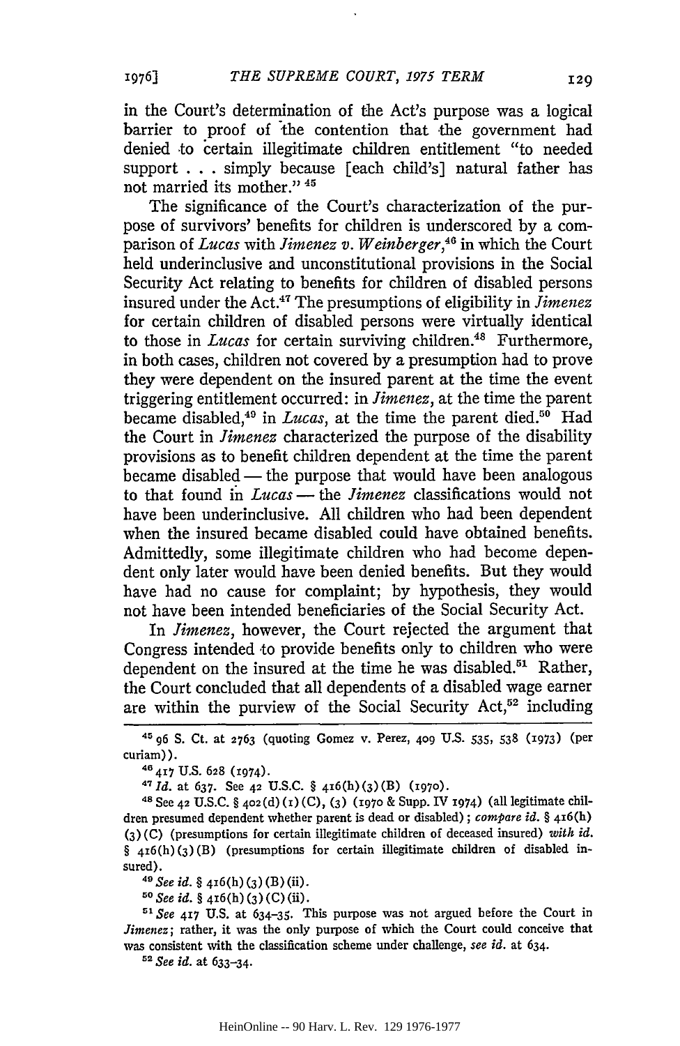in the Court's determination of the Act's purpose was a logical barrier to proof of the contention that the government had denied to certain illegitimate children entitlement "to needed support . . . simply because [each child's] natural father has not married its mother."[45]

The significance of the Court's characterization of the purpose of survivors' benefits for children is underscored by a comparison of *Lucas* with *Jimenez v. Weinberger*,[46] in which the Court held underinclusive and unconstitutional provisions in the Social Security Act relating to benefits for children of disabled persons insured under the Act.[47] The presumptions of eligibility in *Jimenez* for certain children of disabled persons were virtually identical to those in *Lucas* for certain surviving children.[48] Furthermore, in both cases, children not covered by a presumption had to prove they were dependent on the insured parent at the time the event triggering entitlement occurred: in *Jimenez*, at the time the parent became disabled,[49] in *Lucas*, at the time the parent died.[50] Had the Court in *Jimenez* characterized the purpose of the disability provisions as to benefit children dependent at the time the parent became disabled — the purpose that would have been analogous to that found in *Lucas* — the *Jimenez* classifications would not have been underinclusive. All children who had been dependent when the insured became disabled could have obtained benefits. Admittedly, some illegitimate children who had become dependent only later would have been denied benefits. But they would have had no cause for complaint; by hypothesis, they would not have been intended beneficiaries of the Social Security Act.

In *Jimenez*, however, the Court rejected the argument that Congress intended to provide benefits only to children who were dependent on the insured at the time he was disabled.[51] Rather, the Court concluded that all dependents of a disabled wage earner are within the purview of the Social Security Act,[52] including

---

[45] 96 S. Ct. at 2763 (quoting Gomez v. Perez, 409 U.S. 535, 538 (1973) (per curiam)).

[46] 417 U.S. 628 (1974).

[47] *Id.* at 637. See 42 U.S.C. § 416(h)(3)(B) (1970).

[48] See 42 U.S.C. § 402(d)(1)(C), (3) (1970 & Supp. IV 1974) (all legitimate children presumed dependent whether parent is dead or disabled); *compare id.* § 416(h)(3)(C) (presumptions for certain illegitimate children of deceased insured) *with id.* § 416(h)(3)(B) (presumptions for certain illegitimate children of disabled insured).

[49] *See id.* § 416(h)(3)(B)(ii).

[50] *See id.* § 416(h)(3)(C)(ii).

[51] *See* 417 U.S. at 634–35. This purpose was not argued before the Court in *Jimenez*; rather, it was the only purpose of which the Court could conceive that was consistent with the classification scheme under challenge, *see id.* at 634.

[52] *See id.* at 633–34.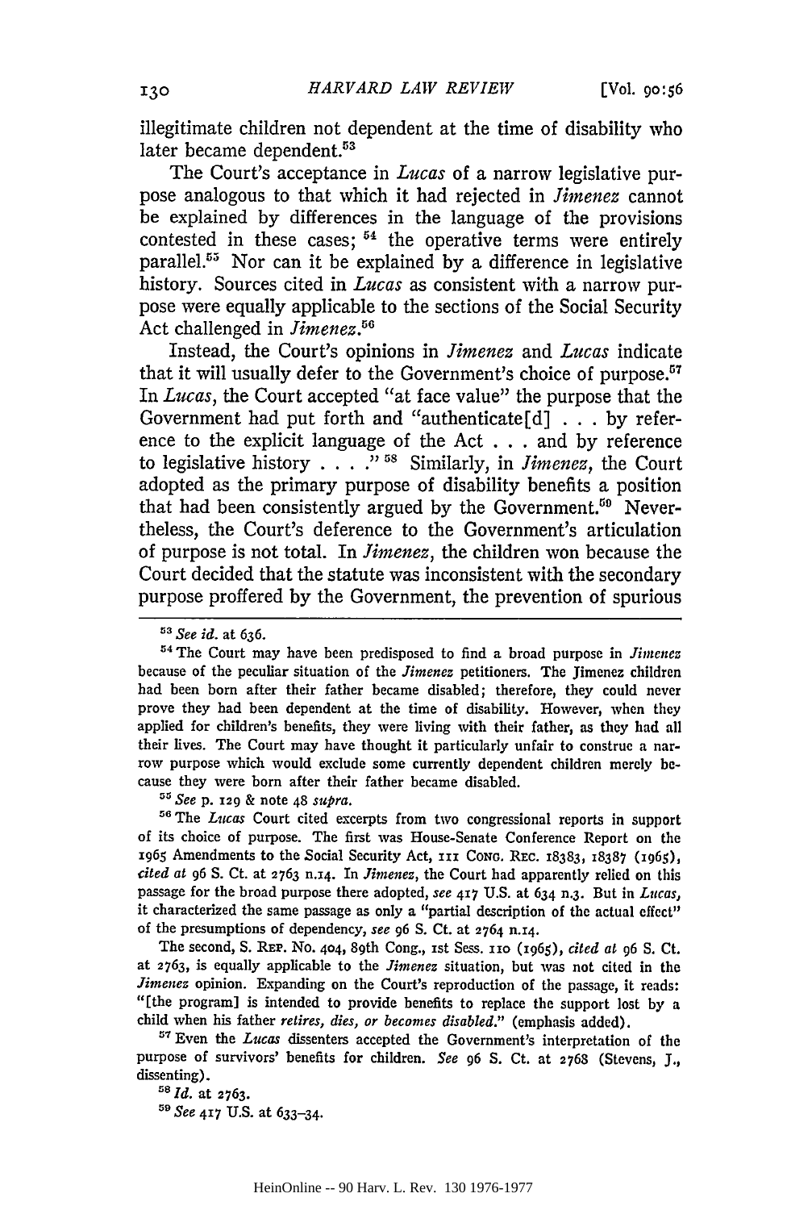illegitimate children not dependent at the time of disability who later became dependent.[53]

The Court's acceptance in *Lucas* of a narrow legislative purpose analogous to that which it had rejected in *Jimenez* cannot be explained by differences in the language of the provisions contested in these cases;[54] the operative terms were entirely parallel.[55] Nor can it be explained by a difference in legislative history. Sources cited in *Lucas* as consistent with a narrow purpose were equally applicable to the sections of the Social Security Act challenged in *Jimenez*.[56]

Instead, the Court's opinions in *Jimenez* and *Lucas* indicate that it will usually defer to the Government's choice of purpose.[57] In *Lucas*, the Court accepted "at face value" the purpose that the Government had put forth and "authenticate[d] . . . by reference to the explicit language of the Act . . . and by reference to legislative history . . . ."[58] Similarly, in *Jimenez*, the Court adopted as the primary purpose of disability benefits a position that had been consistently argued by the Government.[59] Nevertheless, the Court's deference to the Government's articulation of purpose is not total. In *Jimenez*, the children won because the Court decided that the statute was inconsistent with the secondary purpose proffered by the Government, the prevention of spurious

---

[53] *See id.* at 636.

[54] The Court may have been predisposed to find a broad purpose in *Jimenez* because of the peculiar situation of the *Jimenez* petitioners. The Jimenez children had been born after their father became disabled; therefore, they could never prove they had been dependent at the time of disability. However, when they applied for children's benefits, they were living with their father, as they had all their lives. The Court may have thought it particularly unfair to construe a narrow purpose which would exclude some currently dependent children merely because they were born after their father became disabled.

[55] *See* p. 129 & note 48 *supra*.

[56] The *Lucas* Court cited excerpts from two congressional reports in support of its choice of purpose. The first was House-Senate Conference Report on the 1965 Amendments to the Social Security Act, 111 CONG. REC. 18383, 18387 (1965), *cited at* 96 S. Ct. at 2763 n.14. In *Jimenez*, the Court had apparently relied on this passage for the broad purpose there adopted, *see* 417 U.S. at 634 n.3. But in *Lucas*, it characterized the same passage as only a "partial description of the actual effect" of the presumptions of dependency, *see* 96 S. Ct. at 2764 n.14.

The second, S. REP. NO. 404, 89th Cong., 1st Sess. 110 (1965), *cited at* 96 S. Ct. at 2763, is equally applicable to the *Jimenez* situation, but was not cited in the *Jimenez* opinion. Expanding on the Court's reproduction of the passage, it reads: "[the program] is intended to provide benefits to replace the support lost by a child when his father *retires, dies, or becomes disabled*." (emphasis added).

[57] Even the *Lucas* dissenters accepted the Government's interpretation of the purpose of survivors' benefits for children. *See* 96 S. Ct. at 2768 (Stevens, J., dissenting).

[58] *Id.* at 2763.

[59] *See* 417 U.S. at 633–34.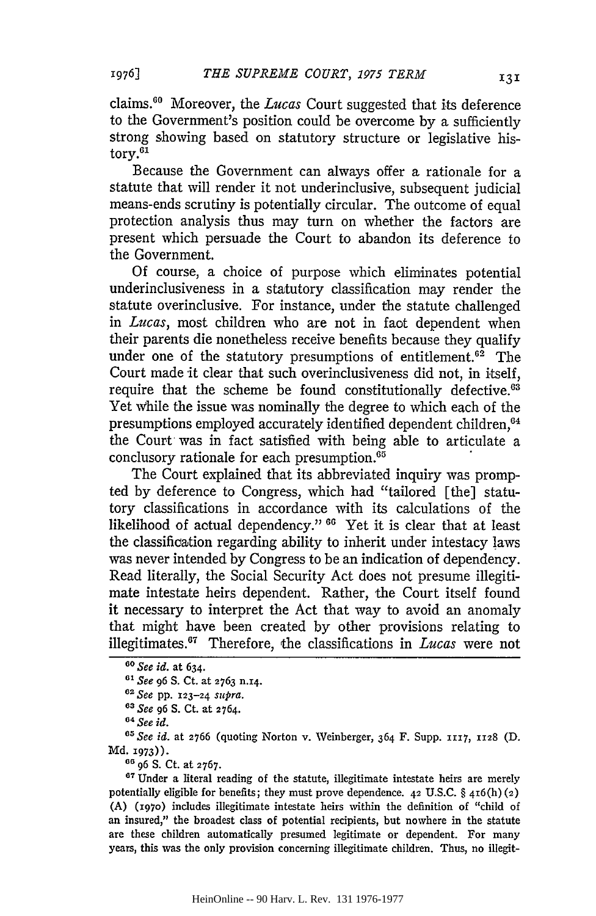claims.[60] Moreover, the *Lucas* Court suggested that its deference to the Government's position could be overcome by a sufficiently strong showing based on statutory structure or legislative history.[61]

Because the Government can always offer a rationale for a statute that will render it not underinclusive, subsequent judicial means-ends scrutiny is potentially circular. The outcome of equal protection analysis thus may turn on whether the factors are present which persuade the Court to abandon its deference to the Government.

Of course, a choice of purpose which eliminates potential underinclusiveness in a statutory classification may render the statute overinclusive. For instance, under the statute challenged in *Lucas*, most children who are not in fact dependent when their parents die nonetheless receive benefits because they qualify under one of the statutory presumptions of entitlement.[62] The Court made it clear that such overinclusiveness did not, in itself, require that the scheme be found constitutionally defective.[63] Yet while the issue was nominally the degree to which each of the presumptions employed accurately identified dependent children,[64] the Court was in fact satisfied with being able to articulate a conclusory rationale for each presumption.[65]

The Court explained that its abbreviated inquiry was prompted by deference to Congress, which had "tailored [the] statutory classifications in accordance with its calculations of the likelihood of actual dependency." [66] Yet it is clear that at least the classification regarding ability to inherit under intestacy laws was never intended by Congress to be an indication of dependency. Read literally, the Social Security Act does not presume illegitimate intestate heirs dependent. Rather, the Court itself found it necessary to interpret the Act that way to avoid an anomaly that might have been created by other provisions relating to illegitimates.[67] Therefore, the classifications in *Lucas* were not

---

[60] *See id.* at 634.

[61] *See* 96 S. Ct. at 2763 n.14.

[62] *See* pp. 123–24 *supra*.

[63] *See* 96 S. Ct. at 2764.

[64] *See id.*

[65] *See id.* at 2766 (quoting Norton v. Weinberger, 364 F. Supp. 1117, 1128 (D. Md. 1973)).

[66] 96 S. Ct. at 2767.

[67] Under a literal reading of the statute, illegitimate intestate heirs are merely potentially eligible for benefits; they must prove dependence. 42 U.S.C. § 416(h)(2) (A) (1970) includes illegitimate intestate heirs within the definition of "child of an insured," the broadest class of potential recipients, but nowhere in the statute are these children automatically presumed legitimate or dependent. For many years, this was the only provision concerning illegitimate children. Thus, no illegit-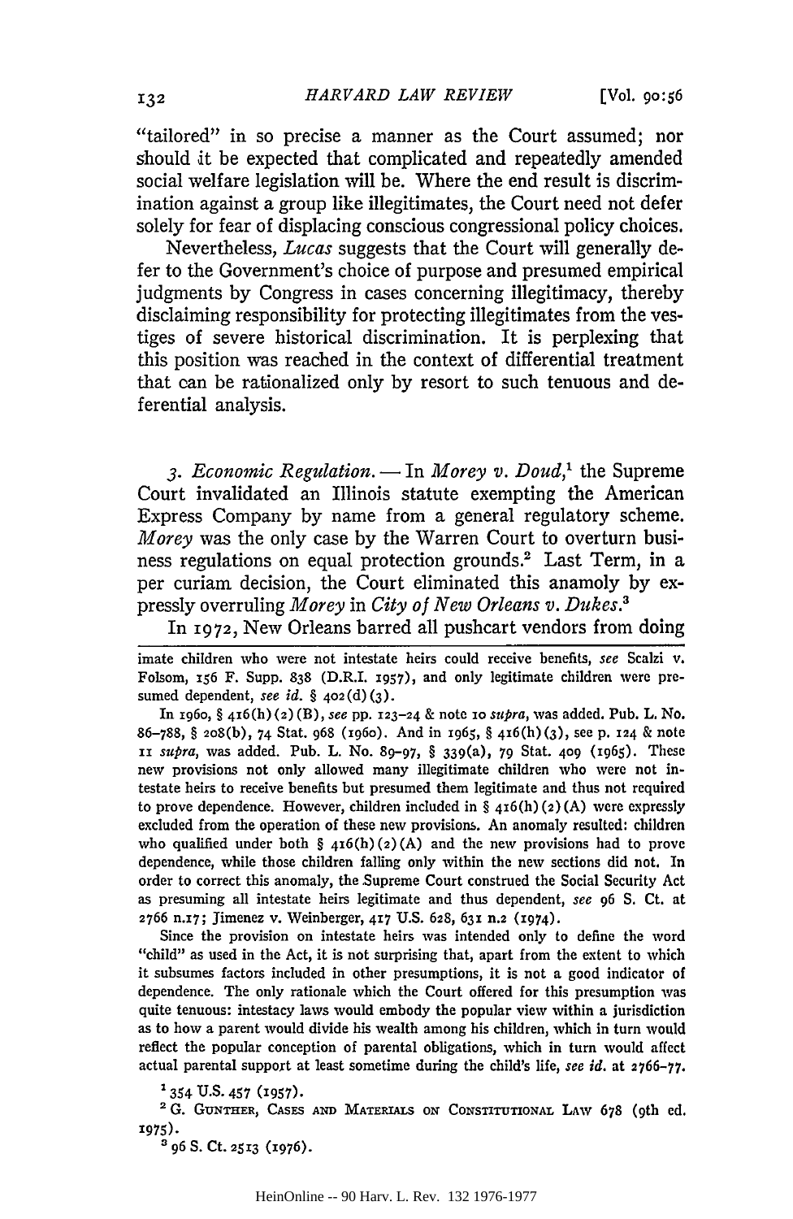"tailored" in so precise a manner as the Court assumed; nor should it be expected that complicated and repeatedly amended social welfare legislation will be. Where the end result is discrimination against a group like illegitimates, the Court need not defer solely for fear of displacing conscious congressional policy choices.

Nevertheless, *Lucas* suggests that the Court will generally defer to the Government's choice of purpose and presumed empirical judgments by Congress in cases concerning illegitimacy, thereby disclaiming responsibility for protecting illegitimates from the vestiges of severe historical discrimination. It is perplexing that this position was reached in the context of differential treatment that can be rationalized only by resort to such tenuous and deferential analysis.

*3. Economic Regulation.* — In *Morey v. Doud*,[1] the Supreme Court invalidated an Illinois statute exempting the American Express Company by name from a general regulatory scheme. *Morey* was the only case by the Warren Court to overturn business regulations on equal protection grounds.[2] Last Term, in a per curiam decision, the Court eliminated this anamoly by expressly overruling *Morey* in *City of New Orleans v. Dukes*.[3]

In 1972, New Orleans barred all pushcart vendors from doing

imate children who were not intestate heirs could receive benefits, *see* Scalzi v. Folsom, 156 F. Supp. 838 (D.R.I. 1957), and only legitimate children were presumed dependent, *see id.* § 402(d)(3).

In 1960, § 416(h)(2)(B), *see* pp. 123–24 & note 10 *supra*, was added. Pub. L. No. 86–788, § 208(b), 74 Stat. 968 (1960). And in 1965, § 416(h)(3), see p. 124 & note 11 *supra*, was added. Pub. L. No. 89–97, § 339(a), 79 Stat. 409 (1965). These new provisions not only allowed many illegitimate children who were not intestate heirs to receive benefits but presumed them legitimate and thus not required to prove dependence. However, children included in § 416(h)(2)(A) were expressly excluded from the operation of these new provisions. An anomaly resulted: children who qualified under both § 416(h)(2)(A) and the new provisions had to prove dependence, while those children falling only within the new sections did not. In order to correct this anomaly, the Supreme Court construed the Social Security Act as presuming all intestate heirs legitimate and thus dependent, *see* 96 S. Ct. at 2766 n.17; Jimenez v. Weinberger, 417 U.S. 628, 631 n.2 (1974).

Since the provision on intestate heirs was intended only to define the word "child" as used in the Act, it is not surprising that, apart from the extent to which it subsumes factors included in other presumptions, it is not a good indicator of dependence. The only rationale which the Court offered for this presumption was quite tenuous: intestacy laws would embody the popular view within a jurisdiction as to how a parent would divide his wealth among his children, which in turn would reflect the popular conception of parental obligations, which in turn would affect actual parental support at least sometime during the child's life, *see id.* at 2766–77.

[1] 354 U.S. 457 (1957).

[2] G. Gunther, Cases and Materials on Constitutional Law 678 (9th ed. 1975).

[3] 96 S. Ct. 2513 (1976).